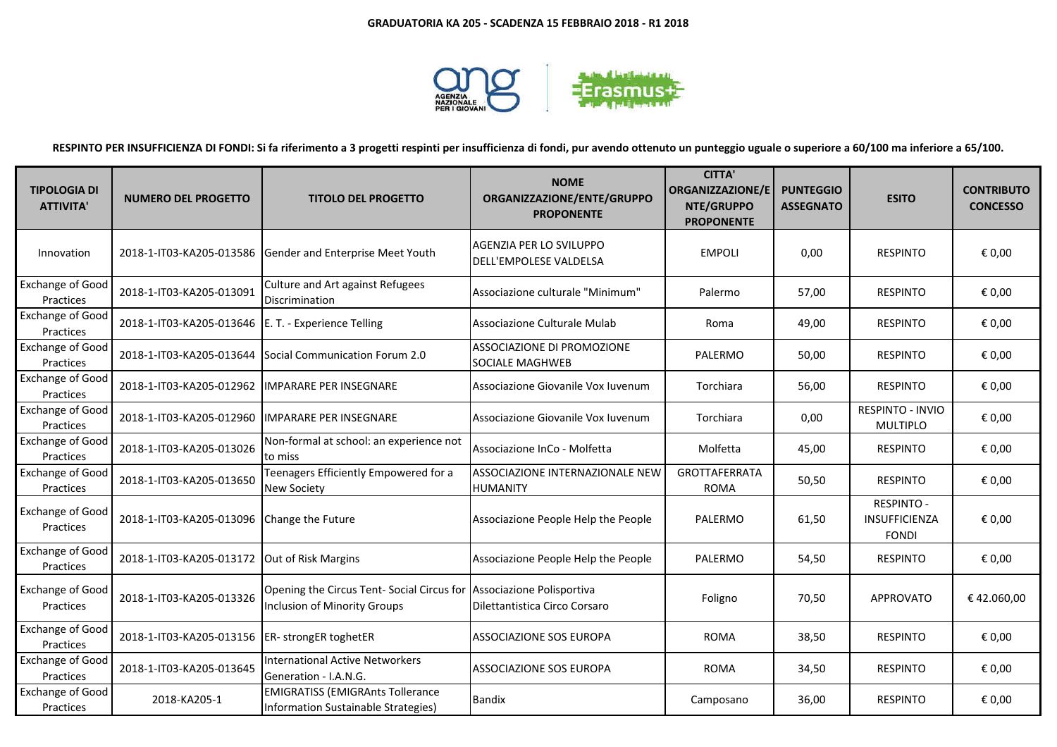**GRADUATORIA KA 205 - SCADENZA 15 FEBBRAIO 2018 - R1 2018**

**RESPINTO PER INSUFFICIENZA DI FONDI: Si fa riferimento a 3 progetti respinti per insufficienza di fondi, pur avendo ottenuto un punteggio uguale o superiore a 60/100 ma inferiore a 65/100.**

| TIPOLOGIA DI ATTIVITA' | NUMERO DEL PROGETTO | TITOLO DEL PROGETTO | NOME ORGANIZZAZIONE/ENTE/GRUPPO PROPONENTE | CITTA' ORGANIZZAZIONE/ENTE/GRUPPO PROPONENTE | PUNTEGGIO ASSEGNATO | ESITO | CONTRIBUTO CONCESSO |
|---|---|---|---|---|---|---|---|
| Innovation | 2018-1-IT03-KA205-013586 | Gender and Enterprise Meet Youth | AGENZIA PER LO SVILUPPO DELL'EMPOLESE VALDELSA | EMPOLI | 0,00 | RESPINTO | € 0,00 |
| Exchange of Good Practices | 2018-1-IT03-KA205-013091 | Culture and Art against Refugees Discrimination | Associazione culturale "Minimum" | Palermo | 57,00 | RESPINTO | € 0,00 |
| Exchange of Good Practices | 2018-1-IT03-KA205-013646 | E. T. - Experience Telling | Associazione Culturale Mulab | Roma | 49,00 | RESPINTO | € 0,00 |
| Exchange of Good Practices | 2018-1-IT03-KA205-013644 | Social Communication Forum 2.0 | ASSOCIAZIONE DI PROMOZIONE SOCIALE MAGHWEB | PALERMO | 50,00 | RESPINTO | € 0,00 |
| Exchange of Good Practices | 2018-1-IT03-KA205-012962 | IMPARARE PER INSEGNARE | Associazione Giovanile Vox Iuvenum | Torchiara | 56,00 | RESPINTO | € 0,00 |
| Exchange of Good Practices | 2018-1-IT03-KA205-012960 | IMPARARE PER INSEGNARE | Associazione Giovanile Vox Iuvenum | Torchiara | 0,00 | RESPINTO - INVIO MULTIPLO | € 0,00 |
| Exchange of Good Practices | 2018-1-IT03-KA205-013026 | Non-formal at school: an experience not to miss | Associazione InCo - Molfetta | Molfetta | 45,00 | RESPINTO | € 0,00 |
| Exchange of Good Practices | 2018-1-IT03-KA205-013650 | Teenagers Efficiently Empowered for a New Society | ASSOCIAZIONE INTERNAZIONALE NEW HUMANITY | GROTTAFERRATA ROMA | 50,50 | RESPINTO | € 0,00 |
| Exchange of Good Practices | 2018-1-IT03-KA205-013096 | Change the Future | Associazione People Help the People | PALERMO | 61,50 | RESPINTO - INSUFFICIENZA FONDI | € 0,00 |
| Exchange of Good Practices | 2018-1-IT03-KA205-013172 | Out of Risk Margins | Associazione People Help the People | PALERMO | 54,50 | RESPINTO | € 0,00 |
| Exchange of Good Practices | 2018-1-IT03-KA205-013326 | Opening the Circus Tent- Social Circus for Inclusion of Minority Groups | Associazione Polisportiva Dilettantistica Circo Corsaro | Foligno | 70,50 | APPROVATO | € 42.060,00 |
| Exchange of Good Practices | 2018-1-IT03-KA205-013156 | ER- strongER toghetER | ASSOCIAZIONE SOS EUROPA | ROMA | 38,50 | RESPINTO | € 0,00 |
| Exchange of Good Practices | 2018-1-IT03-KA205-013645 | International Active Networkers Generation - I.A.N.G. | ASSOCIAZIONE SOS EUROPA | ROMA | 34,50 | RESPINTO | € 0,00 |
| Exchange of Good Practices | 2018-KA205-1 | EMIGRATISS (EMIGRAnts Tollerance Information Sustainable Strategies) | Bandix | Camposano | 36,00 | RESPINTO | € 0,00 |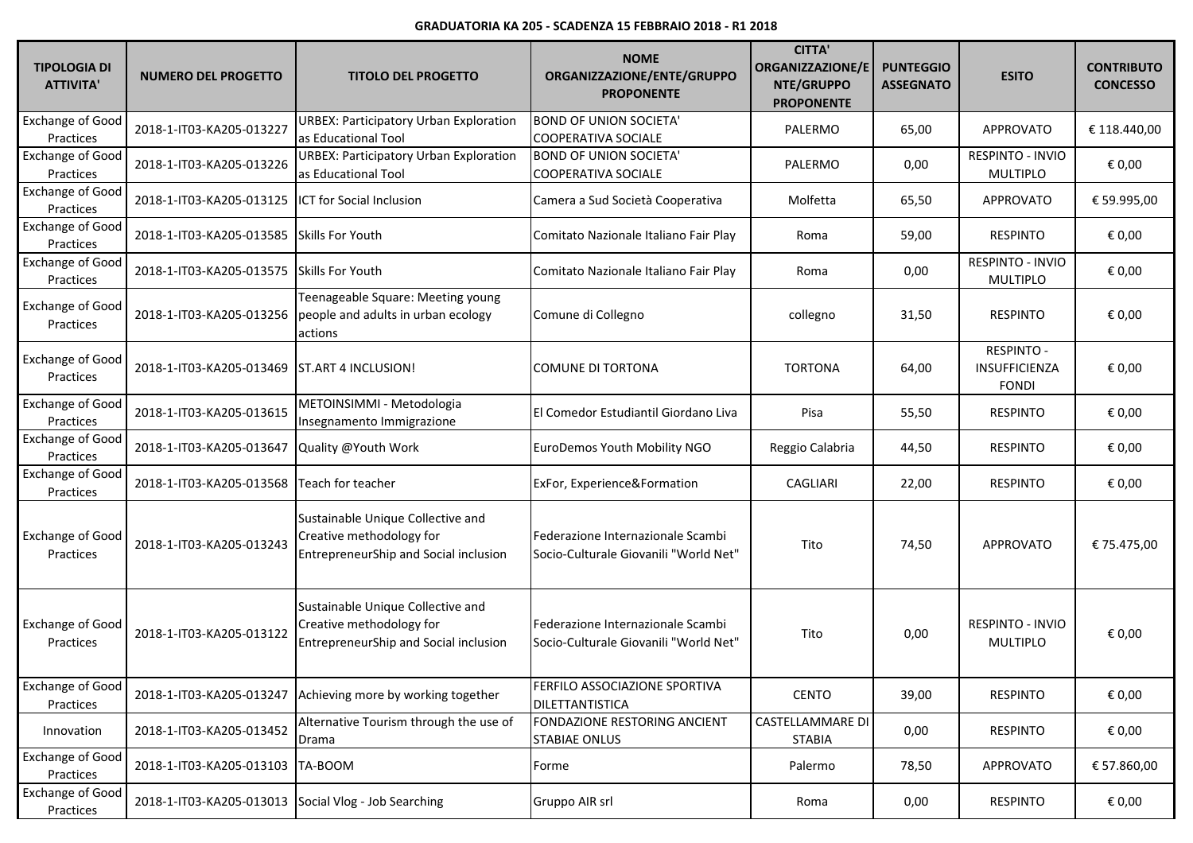**GRADUATORIA KA 205 - SCADENZA 15 FEBBRAIO 2018 - R1 2018**

| TIPOLOGIA DI ATTIVITA' | NUMERO DEL PROGETTO | TITOLO DEL PROGETTO | NOME ORGANIZZAZIONE/ENTE/GRUPPO PROPONENTE | CITTA' ORGANIZZAZIONE/ENTE/GRUPPO PROPONENTE | PUNTEGGIO ASSEGNATO | ESITO | CONTRIBUTO CONCESSO |
|---|---|---|---|---|---|---|---|
| Exchange of Good Practices | 2018-1-IT03-KA205-013227 | URBEX: Participatory Urban Exploration as Educational Tool | BOND OF UNION SOCIETA' COOPERATIVA SOCIALE | PALERMO | 65,00 | APPROVATO | € 118.440,00 |
| Exchange of Good Practices | 2018-1-IT03-KA205-013226 | URBEX: Participatory Urban Exploration as Educational Tool | BOND OF UNION SOCIETA' COOPERATIVA SOCIALE | PALERMO | 0,00 | RESPINTO - INVIO MULTIPLO | € 0,00 |
| Exchange of Good Practices | 2018-1-IT03-KA205-013125 | ICT for Social Inclusion | Camera a Sud Società Cooperativa | Molfetta | 65,50 | APPROVATO | € 59.995,00 |
| Exchange of Good Practices | 2018-1-IT03-KA205-013585 | Skills For Youth | Comitato Nazionale Italiano Fair Play | Roma | 59,00 | RESPINTO | € 0,00 |
| Exchange of Good Practices | 2018-1-IT03-KA205-013575 | Skills For Youth | Comitato Nazionale Italiano Fair Play | Roma | 0,00 | RESPINTO - INVIO MULTIPLO | € 0,00 |
| Exchange of Good Practices | 2018-1-IT03-KA205-013256 | Teenageable Square: Meeting young people and adults in urban ecology actions | Comune di Collegno | collegno | 31,50 | RESPINTO | € 0,00 |
| Exchange of Good Practices | 2018-1-IT03-KA205-013469 | ST.ART 4 INCLUSION! | COMUNE DI TORTONA | TORTONA | 64,00 | RESPINTO - INSUFFICIENZA FONDI | € 0,00 |
| Exchange of Good Practices | 2018-1-IT03-KA205-013615 | METOINSIMMI - Metodologia Insegnamento Immigrazione | El Comedor Estudiantil Giordano Liva | Pisa | 55,50 | RESPINTO | € 0,00 |
| Exchange of Good Practices | 2018-1-IT03-KA205-013647 | Quality @Youth Work | EuroDemos Youth Mobility NGO | Reggio Calabria | 44,50 | RESPINTO | € 0,00 |
| Exchange of Good Practices | 2018-1-IT03-KA205-013568 | Teach for teacher | ExFor, Experience&Formation | CAGLIARI | 22,00 | RESPINTO | € 0,00 |
| Exchange of Good Practices | 2018-1-IT03-KA205-013243 | Sustainable Unique Collective and Creative methodology for EntrepreneurShip and Social inclusion | Federazione Internazionale Scambi Socio-Culturale Giovanili "World Net" | Tito | 74,50 | APPROVATO | € 75.475,00 |
| Exchange of Good Practices | 2018-1-IT03-KA205-013122 | Sustainable Unique Collective and Creative methodology for EntrepreneurShip and Social inclusion | Federazione Internazionale Scambi Socio-Culturale Giovanili "World Net" | Tito | 0,00 | RESPINTO - INVIO MULTIPLO | € 0,00 |
| Exchange of Good Practices | 2018-1-IT03-KA205-013247 | Achieving more by working together | FERFILO ASSOCIAZIONE SPORTIVA DILETTANTISTICA | CENTO | 39,00 | RESPINTO | € 0,00 |
| Innovation | 2018-1-IT03-KA205-013452 | Alternative Tourism through the use of Drama | FONDAZIONE RESTORING ANCIENT STABIAE ONLUS | CASTELLAMMARE DI STABIA | 0,00 | RESPINTO | € 0,00 |
| Exchange of Good Practices | 2018-1-IT03-KA205-013103 | TA-BOOM | Forme | Palermo | 78,50 | APPROVATO | € 57.860,00 |
| Exchange of Good Practices | 2018-1-IT03-KA205-013013 | Social Vlog - Job Searching | Gruppo AIR srl | Roma | 0,00 | RESPINTO | € 0,00 |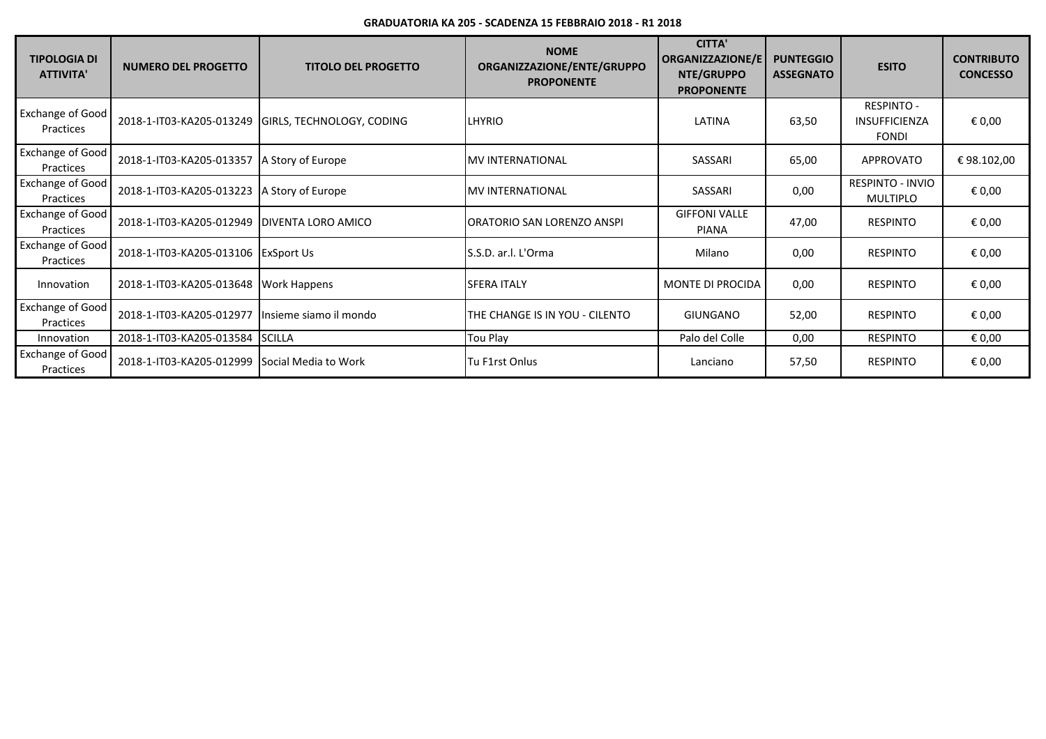**GRADUATORIA KA 205 - SCADENZA 15 FEBBRAIO 2018 - R1 2018**

| TIPOLOGIA DI ATTIVITA' | NUMERO DEL PROGETTO | TITOLO DEL PROGETTO | NOME ORGANIZZAZIONE/ENTE/GRUPPO PROPONENTE | CITTA' ORGANIZZAZIONE/ENTE/GRUPPO PROPONENTE | PUNTEGGIO ASSEGNATO | ESITO | CONTRIBUTO CONCESSO |
|---|---|---|---|---|---|---|---|
| Exchange of Good Practices | 2018-1-IT03-KA205-013249 | GIRLS, TECHNOLOGY, CODING | LHYRIO | LATINA | 63,50 | RESPINTO - INSUFFICIENZA FONDI | € 0,00 |
| Exchange of Good Practices | 2018-1-IT03-KA205-013357 | A Story of Europe | MV INTERNATIONAL | SASSARI | 65,00 | APPROVATO | € 98.102,00 |
| Exchange of Good Practices | 2018-1-IT03-KA205-013223 | A Story of Europe | MV INTERNATIONAL | SASSARI | 0,00 | RESPINTO - INVIO MULTIPLO | € 0,00 |
| Exchange of Good Practices | 2018-1-IT03-KA205-012949 | DIVENTA LORO AMICO | ORATORIO SAN LORENZO ANSPI | GIFFONI VALLE PIANA | 47,00 | RESPINTO | € 0,00 |
| Exchange of Good Practices | 2018-1-IT03-KA205-013106 | ExSport Us | S.S.D. ar.l. L'Orma | Milano | 0,00 | RESPINTO | € 0,00 |
| Innovation | 2018-1-IT03-KA205-013648 | Work Happens | SFERA ITALY | MONTE DI PROCIDA | 0,00 | RESPINTO | € 0,00 |
| Exchange of Good Practices | 2018-1-IT03-KA205-012977 | Insieme siamo il mondo | THE CHANGE IS IN YOU - CILENTO | GIUNGANO | 52,00 | RESPINTO | € 0,00 |
| Innovation | 2018-1-IT03-KA205-013584 | SCILLA | Tou Play | Palo del Colle | 0,00 | RESPINTO | € 0,00 |
| Exchange of Good Practices | 2018-1-IT03-KA205-012999 | Social Media to Work | Tu F1rst Onlus | Lanciano | 57,50 | RESPINTO | € 0,00 |